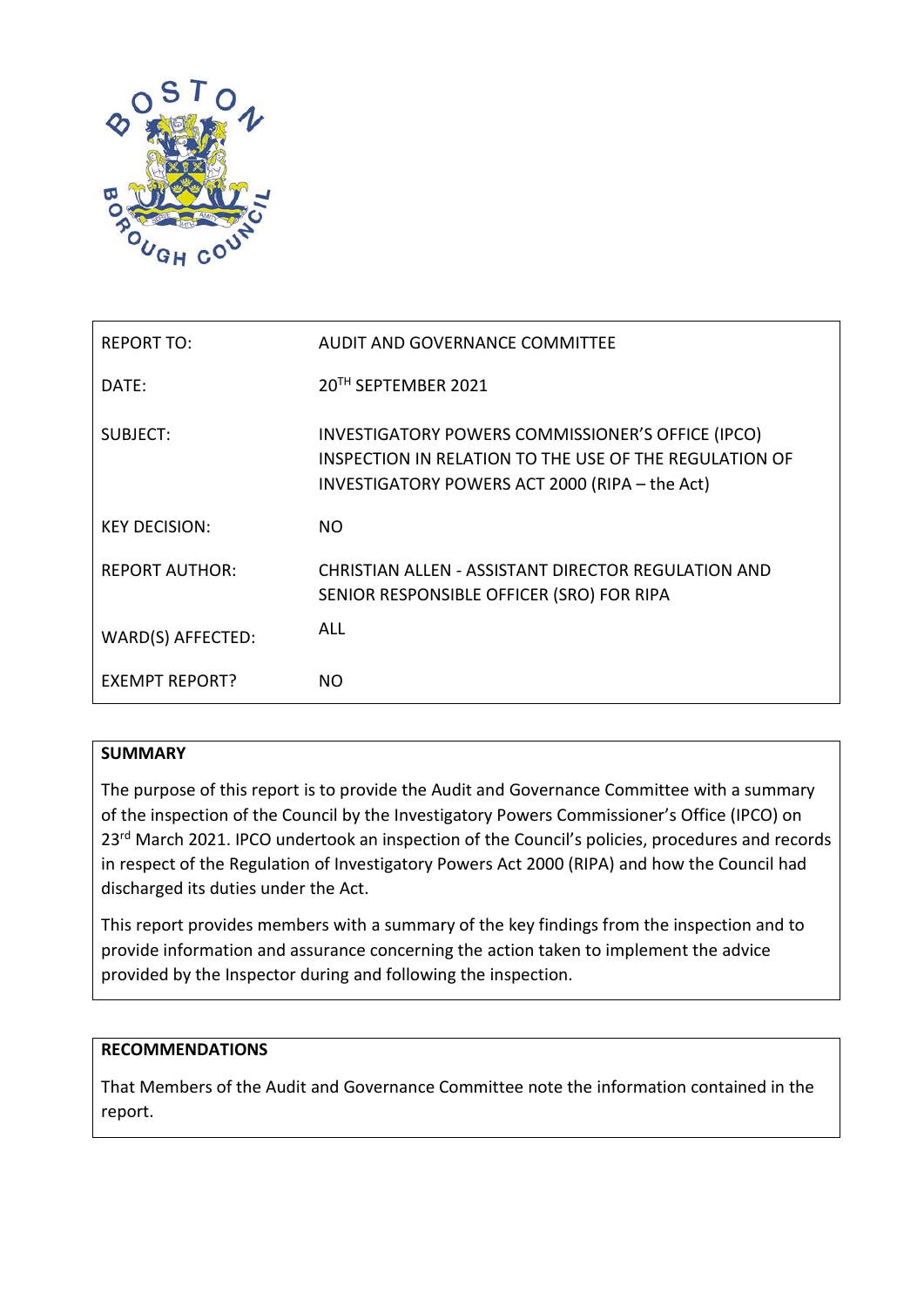| | |
|---|---|
| REPORT TO: | AUDIT AND GOVERNANCE COMMITTEE |
| DATE: | 20TH SEPTEMBER 2021 |
| SUBJECT: | INVESTIGATORY POWERS COMMISSIONER'S OFFICE (IPCO) INSPECTION IN RELATION TO THE USE OF THE REGULATION OF INVESTIGATORY POWERS ACT 2000 (RIPA – the Act) |
| KEY DECISION: | NO |
| REPORT AUTHOR: | CHRISTIAN ALLEN - ASSISTANT DIRECTOR REGULATION AND SENIOR RESPONSIBLE OFFICER (SRO) FOR RIPA |
| WARD(S) AFFECTED: | ALL |
| EXEMPT REPORT? | NO |

**SUMMARY**

The purpose of this report is to provide the Audit and Governance Committee with a summary of the inspection of the Council by the Investigatory Powers Commissioner's Office (IPCO) on 23rd March 2021. IPCO undertook an inspection of the Council's policies, procedures and records in respect of the Regulation of Investigatory Powers Act 2000 (RIPA) and how the Council had discharged its duties under the Act.

This report provides members with a summary of the key findings from the inspection and to provide information and assurance concerning the action taken to implement the advice provided by the Inspector during and following the inspection.

**RECOMMENDATIONS**

That Members of the Audit and Governance Committee note the information contained in the report.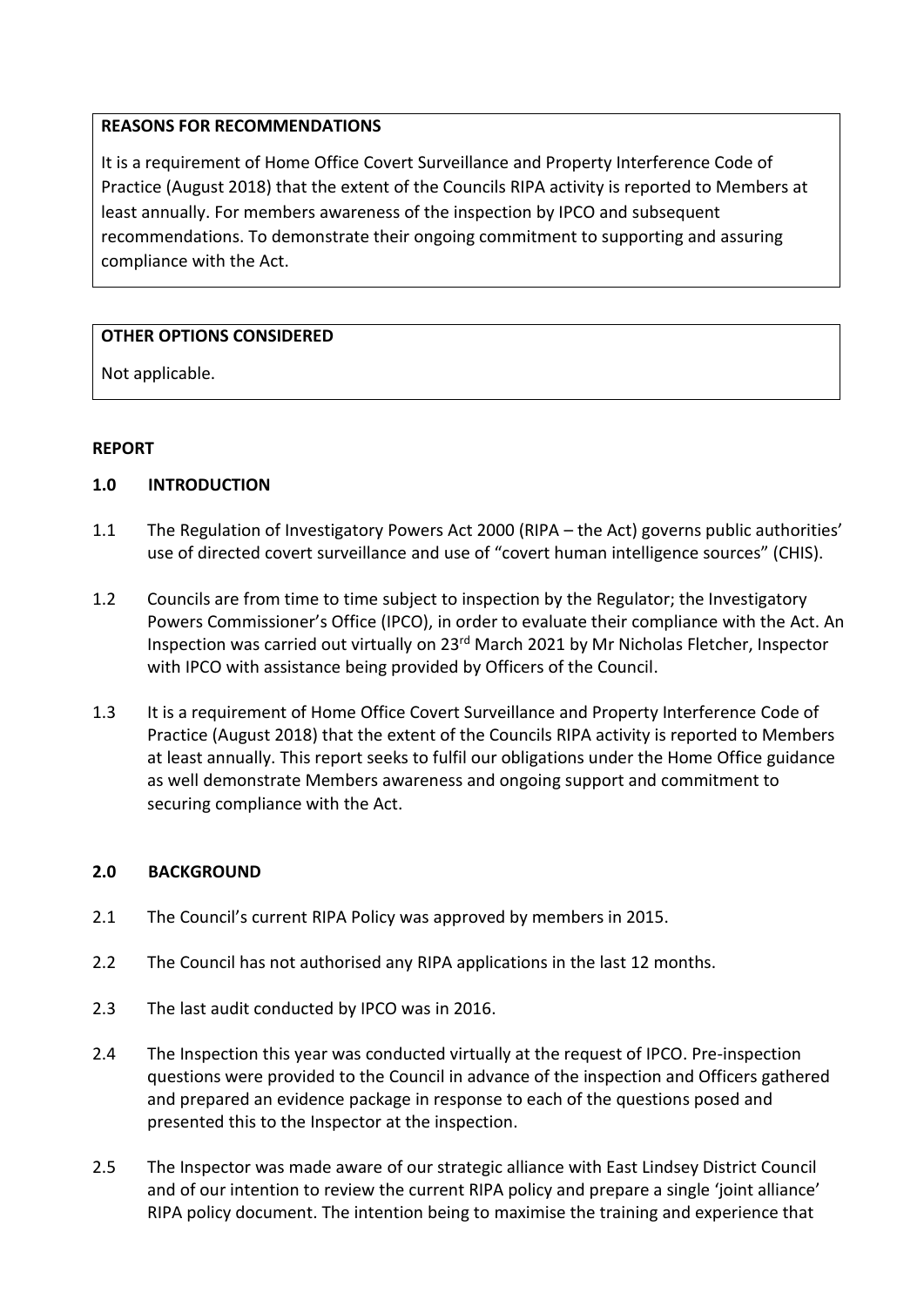**REASONS FOR RECOMMENDATIONS**

It is a requirement of Home Office Covert Surveillance and Property Interference Code of Practice (August 2018) that the extent of the Councils RIPA activity is reported to Members at least annually. For members awareness of the inspection by IPCO and subsequent recommendations. To demonstrate their ongoing commitment to supporting and assuring compliance with the Act.

**OTHER OPTIONS CONSIDERED**

Not applicable.

**REPORT**

**1.0 INTRODUCTION**

1.1 The Regulation of Investigatory Powers Act 2000 (RIPA – the Act) governs public authorities' use of directed covert surveillance and use of "covert human intelligence sources" (CHIS).

1.2 Councils are from time to time subject to inspection by the Regulator; the Investigatory Powers Commissioner's Office (IPCO), in order to evaluate their compliance with the Act. An Inspection was carried out virtually on 23rd March 2021 by Mr Nicholas Fletcher, Inspector with IPCO with assistance being provided by Officers of the Council.

1.3 It is a requirement of Home Office Covert Surveillance and Property Interference Code of Practice (August 2018) that the extent of the Councils RIPA activity is reported to Members at least annually. This report seeks to fulfil our obligations under the Home Office guidance as well demonstrate Members awareness and ongoing support and commitment to securing compliance with the Act.

**2.0 BACKGROUND**

2.1 The Council's current RIPA Policy was approved by members in 2015.

2.2 The Council has not authorised any RIPA applications in the last 12 months.

2.3 The last audit conducted by IPCO was in 2016.

2.4 The Inspection this year was conducted virtually at the request of IPCO. Pre-inspection questions were provided to the Council in advance of the inspection and Officers gathered and prepared an evidence package in response to each of the questions posed and presented this to the Inspector at the inspection.

2.5 The Inspector was made aware of our strategic alliance with East Lindsey District Council and of our intention to review the current RIPA policy and prepare a single 'joint alliance' RIPA policy document. The intention being to maximise the training and experience that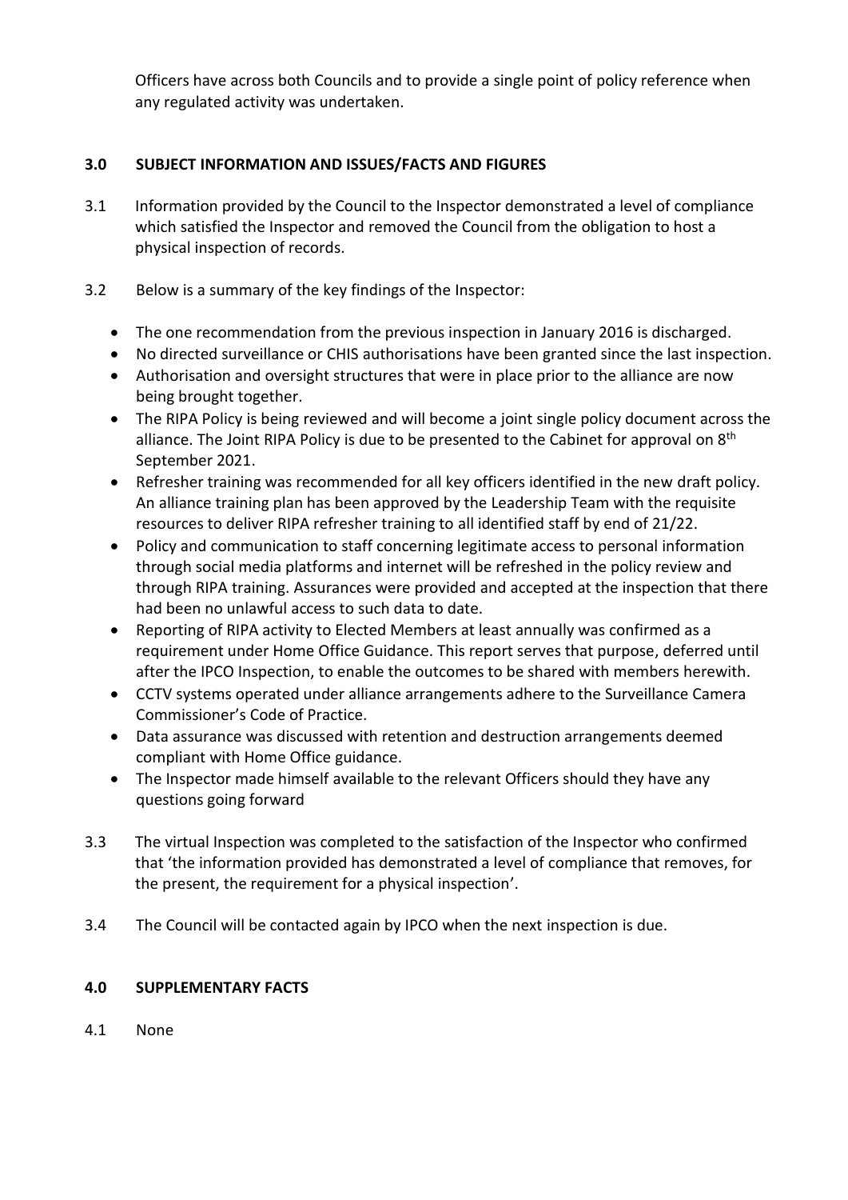Officers have across both Councils and to provide a single point of policy reference when any regulated activity was undertaken.

## 3.0 SUBJECT INFORMATION AND ISSUES/FACTS AND FIGURES

3.1 Information provided by the Council to the Inspector demonstrated a level of compliance which satisfied the Inspector and removed the Council from the obligation to host a physical inspection of records.

3.2 Below is a summary of the key findings of the Inspector:

- The one recommendation from the previous inspection in January 2016 is discharged.
- No directed surveillance or CHIS authorisations have been granted since the last inspection.
- Authorisation and oversight structures that were in place prior to the alliance are now being brought together.
- The RIPA Policy is being reviewed and will become a joint single policy document across the alliance. The Joint RIPA Policy is due to be presented to the Cabinet for approval on 8th September 2021.
- Refresher training was recommended for all key officers identified in the new draft policy. An alliance training plan has been approved by the Leadership Team with the requisite resources to deliver RIPA refresher training to all identified staff by end of 21/22.
- Policy and communication to staff concerning legitimate access to personal information through social media platforms and internet will be refreshed in the policy review and through RIPA training. Assurances were provided and accepted at the inspection that there had been no unlawful access to such data to date.
- Reporting of RIPA activity to Elected Members at least annually was confirmed as a requirement under Home Office Guidance. This report serves that purpose, deferred until after the IPCO Inspection, to enable the outcomes to be shared with members herewith.
- CCTV systems operated under alliance arrangements adhere to the Surveillance Camera Commissioner's Code of Practice.
- Data assurance was discussed with retention and destruction arrangements deemed compliant with Home Office guidance.
- The Inspector made himself available to the relevant Officers should they have any questions going forward

3.3 The virtual Inspection was completed to the satisfaction of the Inspector who confirmed that 'the information provided has demonstrated a level of compliance that removes, for the present, the requirement for a physical inspection'.

3.4 The Council will be contacted again by IPCO when the next inspection is due.

## 4.0 SUPPLEMENTARY FACTS

4.1 None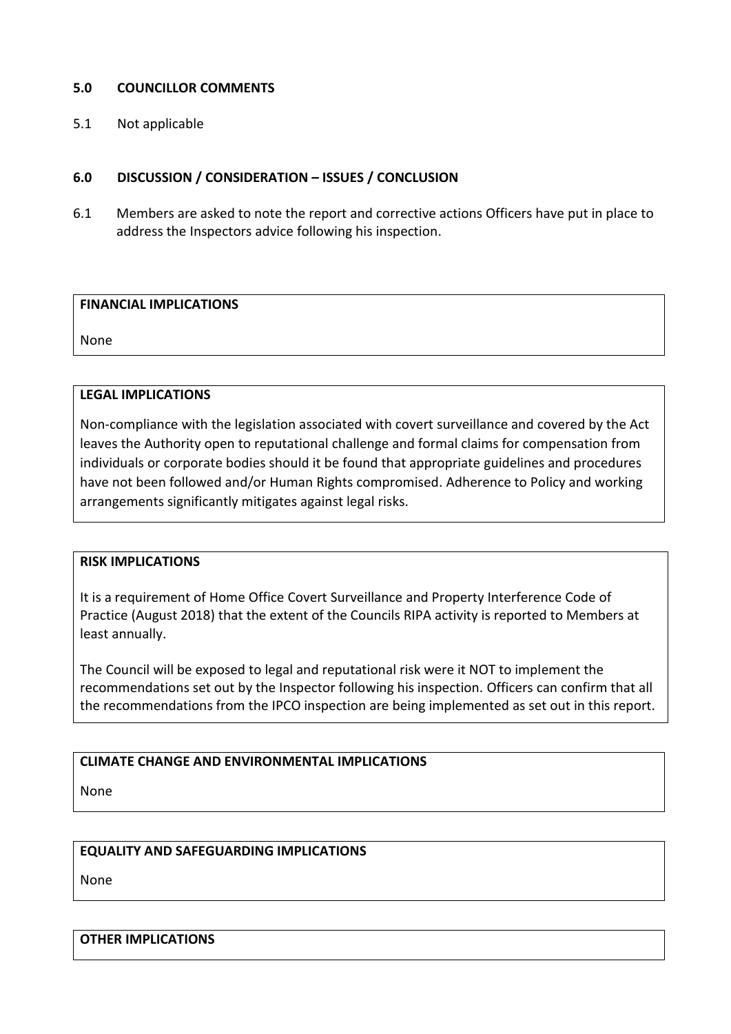## 5.0 COUNCILLOR COMMENTS

5.1 Not applicable

## 6.0 DISCUSSION / CONSIDERATION – ISSUES / CONCLUSION

6.1 Members are asked to note the report and corrective actions Officers have put in place to address the Inspectors advice following his inspection.

**FINANCIAL IMPLICATIONS**

None

**LEGAL IMPLICATIONS**

Non-compliance with the legislation associated with covert surveillance and covered by the Act leaves the Authority open to reputational challenge and formal claims for compensation from individuals or corporate bodies should it be found that appropriate guidelines and procedures have not been followed and/or Human Rights compromised. Adherence to Policy and working arrangements significantly mitigates against legal risks.

**RISK IMPLICATIONS**

It is a requirement of Home Office Covert Surveillance and Property Interference Code of Practice (August 2018) that the extent of the Councils RIPA activity is reported to Members at least annually.

The Council will be exposed to legal and reputational risk were it NOT to implement the recommendations set out by the Inspector following his inspection. Officers can confirm that all the recommendations from the IPCO inspection are being implemented as set out in this report.

**CLIMATE CHANGE AND ENVIRONMENTAL IMPLICATIONS**

None

**EQUALITY AND SAFEGUARDING IMPLICATIONS**

None

**OTHER IMPLICATIONS**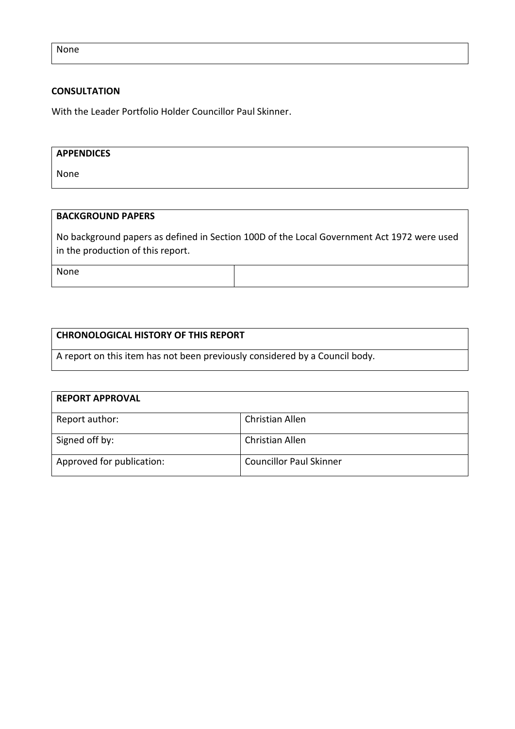None

**CONSULTATION**

With the Leader Portfolio Holder Councillor Paul Skinner.

| **APPENDICES** |
| --- |
| None |

| **BACKGROUND PAPERS** | |
| --- | --- |
| No background papers as defined in Section 100D of the Local Government Act 1972 were used in the production of this report. | |
| None | |

| **CHRONOLOGICAL HISTORY OF THIS REPORT** |
| --- |
| A report on this item has not been previously considered by a Council body. |

| **REPORT APPROVAL** | |
| --- | --- |
| Report author: | Christian Allen |
| Signed off by: | Christian Allen |
| Approved for publication: | Councillor Paul Skinner |